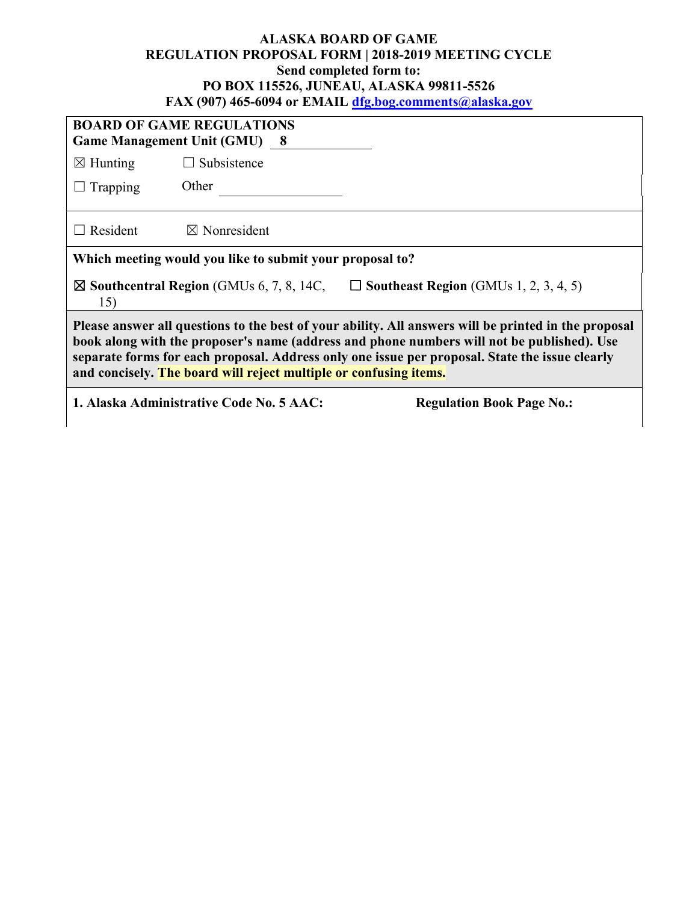**ALASKA BOARD OF GAME**
**REGULATION PROPOSAL FORM | 2018-2019 MEETING CYCLE**
**Send completed form to:**
**PO BOX 115526, JUNEAU, ALASKA 99811-5526**
**FAX (907) 465-6094 or EMAIL dfg.bog.comments@alaska.gov**

**BOARD OF GAME REGULATIONS**
**Game Management Unit (GMU)** 8

☒ Hunting ☐ Subsistence

☐ Trapping Other ________

☐ Resident ☒ Nonresident

**Which meeting would you like to submit your proposal to?**

☒ **Southcentral Region** (GMUs 6, 7, 8, 14C, 15) ☐ **Southeast Region** (GMUs 1, 2, 3, 4, 5)

**Please answer all questions to the best of your ability. All answers will be printed in the proposal book along with the proposer's name (address and phone numbers will not be published). Use separate forms for each proposal. Address only one issue per proposal. State the issue clearly and concisely. The board will reject multiple or confusing items.**

**1. Alaska Administrative Code No. 5 AAC:** **Regulation Book Page No.:**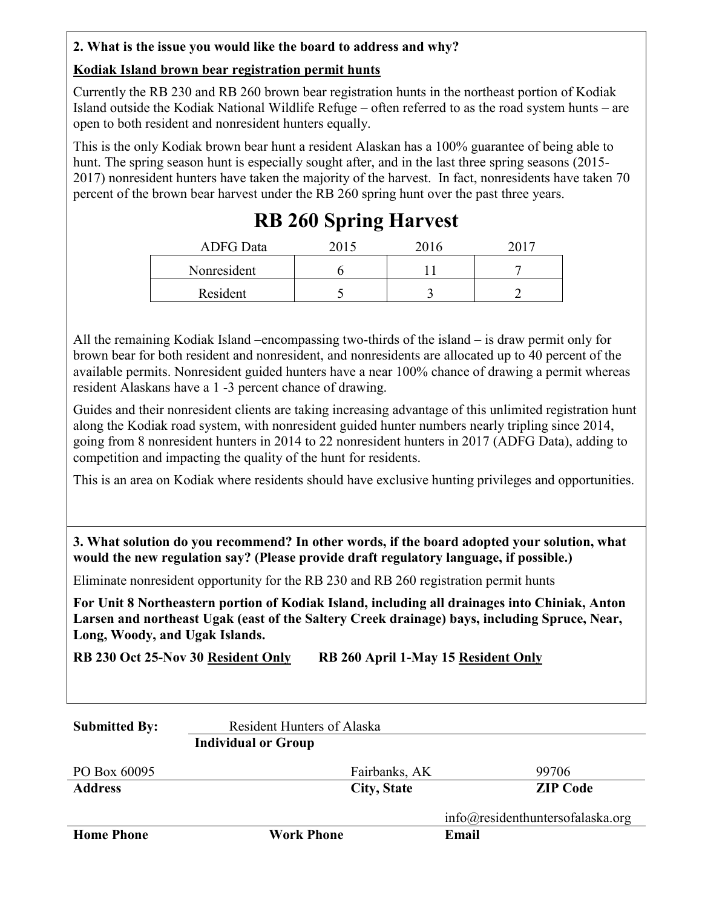**2. What is the issue you would like the board to address and why?**

**Kodiak Island brown bear registration permit hunts**

Currently the RB 230 and RB 260 brown bear registration hunts in the northeast portion of Kodiak Island outside the Kodiak National Wildlife Refuge – often referred to as the road system hunts – are open to both resident and nonresident hunters equally.

This is the only Kodiak brown bear hunt a resident Alaskan has a 100% guarantee of being able to hunt. The spring season hunt is especially sought after, and in the last three spring seasons (2015-2017) nonresident hunters have taken the majority of the harvest. In fact, nonresidents have taken 70 percent of the brown bear harvest under the RB 260 spring hunt over the past three years.

## RB 260 Spring Harvest

| ADFG Data | 2015 | 2016 | 2017 |
|---|---|---|---|
| Nonresident | 6 | 11 | 7 |
| Resident | 5 | 3 | 2 |

All the remaining Kodiak Island –encompassing two-thirds of the island – is draw permit only for brown bear for both resident and nonresident, and nonresidents are allocated up to 40 percent of the available permits. Nonresident guided hunters have a near 100% chance of drawing a permit whereas resident Alaskans have a 1 -3 percent chance of drawing.

Guides and their nonresident clients are taking increasing advantage of this unlimited registration hunt along the Kodiak road system, with nonresident guided hunter numbers nearly tripling since 2014, going from 8 nonresident hunters in 2014 to 22 nonresident hunters in 2017 (ADFG Data), adding to competition and impacting the quality of the hunt for residents.

This is an area on Kodiak where residents should have exclusive hunting privileges and opportunities.

**3. What solution do you recommend? In other words, if the board adopted your solution, what would the new regulation say? (Please provide draft regulatory language, if possible.)**

Eliminate nonresident opportunity for the RB 230 and RB 260 registration permit hunts

**For Unit 8 Northeastern portion of Kodiak Island, including all drainages into Chiniak, Anton Larsen and northeast Ugak (east of the Saltery Creek drainage) bays, including Spruce, Near, Long, Woody, and Ugak Islands.**

**RB 230 Oct 25-Nov 30 Resident Only** **RB 260 April 1-May 15 Resident Only**

**Submitted By:** Resident Hunters of Alaska
**Individual or Group**

PO Box 60095 — Fairbanks, AK — 99706
**Address** — **City, State** — **ZIP Code**

info@residenthuntersofalaska.org
**Home Phone** — **Work Phone** — **Email**